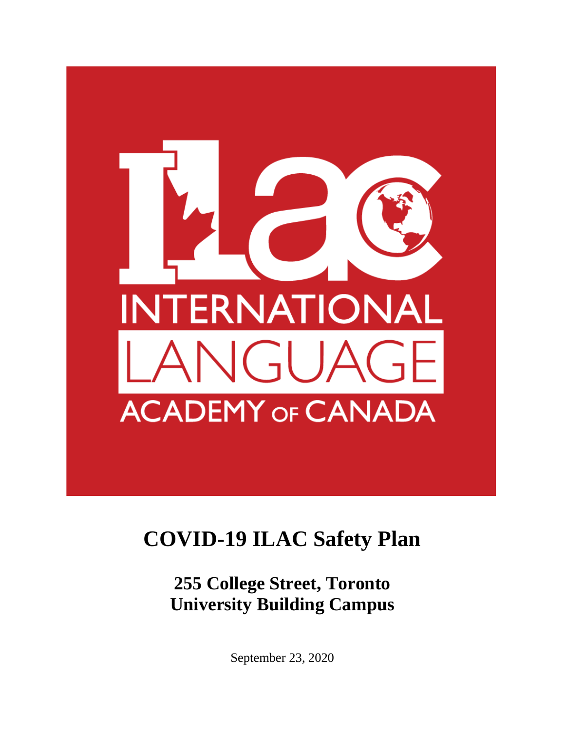# COVID-19 ILAC Safety Plan

## 255 College Street, Toronto
## University Building Campus

September 23, 2020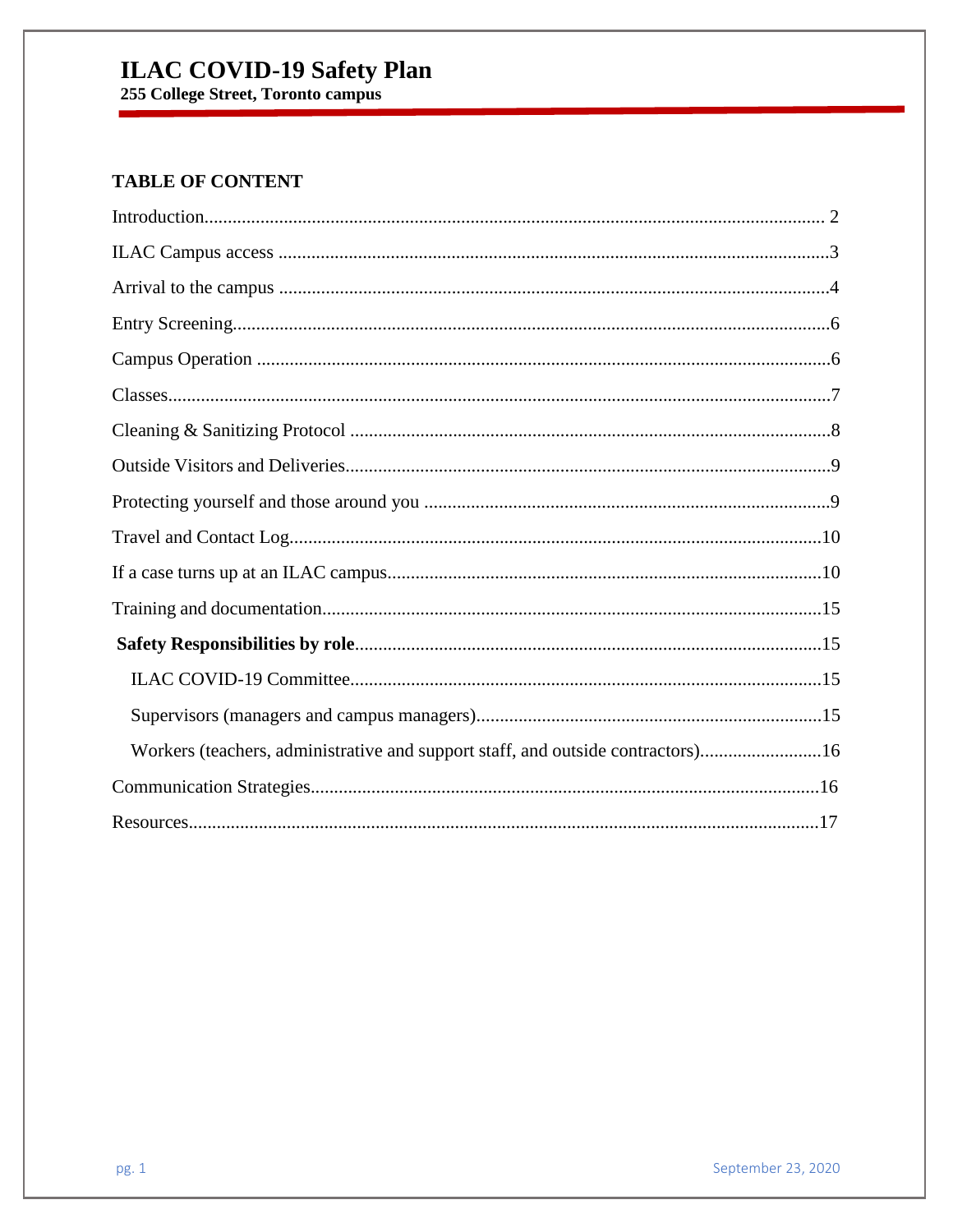# ILAC COVID-19 Safety Plan

**255 College Street, Toronto campus**

## TABLE OF CONTENT

Introduction.................................................................... 2

ILAC Campus access ....................................................................3

Arrival to the campus ....................................................................4

Entry Screening....................................................................6

Campus Operation ....................................................................6

Classes....................................................................7

Cleaning & Sanitizing Protocol ....................................................................8

Outside Visitors and Deliveries....................................................................9

Protecting yourself and those around you ....................................................................9

Travel and Contact Log....................................................................10

If a case turns up at an ILAC campus....................................................................10

Training and documentation....................................................................15

**Safety Responsibilities by role**....................................................................15

- ILAC COVID-19 Committee....................................................................15
- Supervisors (managers and campus managers)....................................................................15
- Workers (teachers, administrative and support staff, and outside contractors)....................16

Communication Strategies....................................................................16

Resources....................................................................17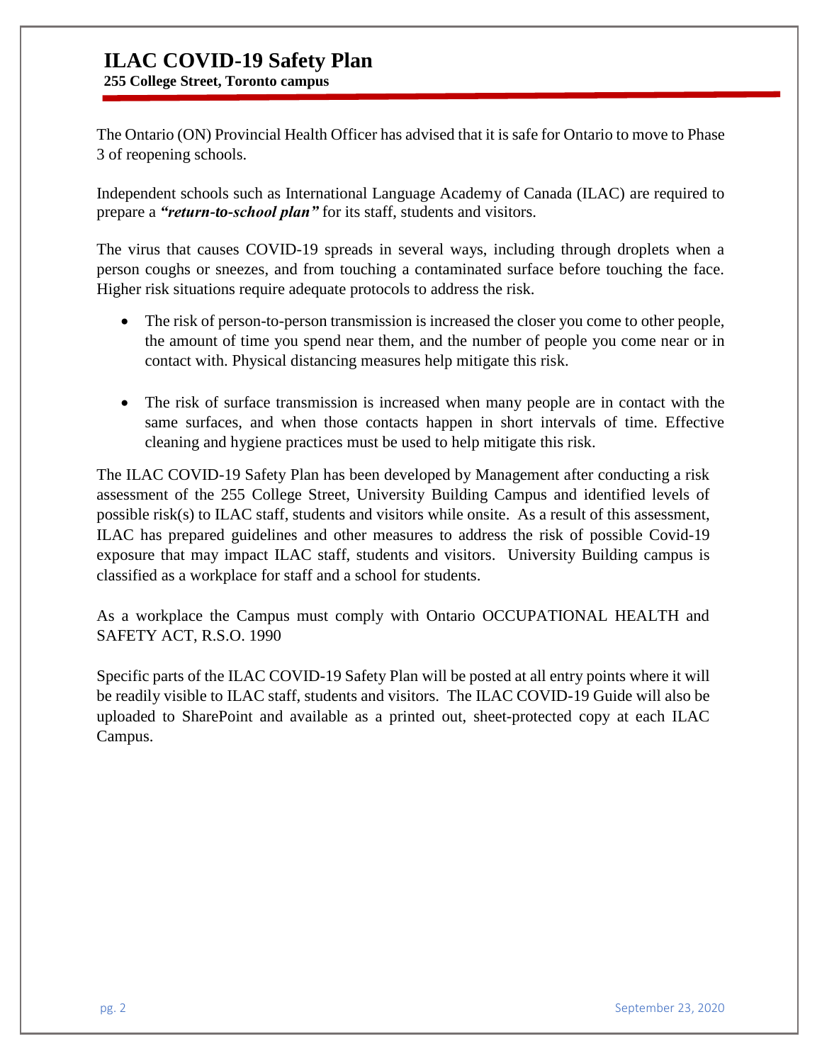# ILAC COVID-19 Safety Plan

**255 College Street, Toronto campus**

The Ontario (ON) Provincial Health Officer has advised that it is safe for Ontario to move to Phase 3 of reopening schools.

Independent schools such as International Language Academy of Canada (ILAC) are required to prepare a ***"return-to-school plan"*** for its staff, students and visitors.

The virus that causes COVID-19 spreads in several ways, including through droplets when a person coughs or sneezes, and from touching a contaminated surface before touching the face. Higher risk situations require adequate protocols to address the risk.

- The risk of person-to-person transmission is increased the closer you come to other people, the amount of time you spend near them, and the number of people you come near or in contact with. Physical distancing measures help mitigate this risk.
- The risk of surface transmission is increased when many people are in contact with the same surfaces, and when those contacts happen in short intervals of time. Effective cleaning and hygiene practices must be used to help mitigate this risk.

The ILAC COVID-19 Safety Plan has been developed by Management after conducting a risk assessment of the 255 College Street, University Building Campus and identified levels of possible risk(s) to ILAC staff, students and visitors while onsite. As a result of this assessment, ILAC has prepared guidelines and other measures to address the risk of possible Covid-19 exposure that may impact ILAC staff, students and visitors. University Building campus is classified as a workplace for staff and a school for students.

As a workplace the Campus must comply with Ontario OCCUPATIONAL HEALTH and SAFETY ACT, R.S.O. 1990

Specific parts of the ILAC COVID-19 Safety Plan will be posted at all entry points where it will be readily visible to ILAC staff, students and visitors. The ILAC COVID-19 Guide will also be uploaded to SharePoint and available as a printed out, sheet-protected copy at each ILAC Campus.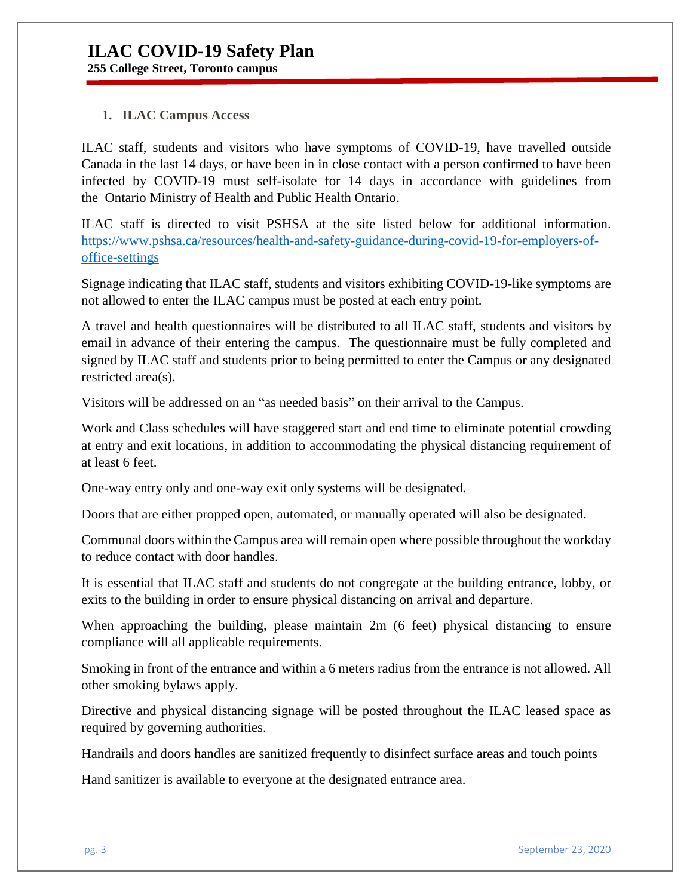# ILAC COVID-19 Safety Plan

**255 College Street, Toronto campus**

## 1. ILAC Campus Access

ILAC staff, students and visitors who have symptoms of COVID-19, have travelled outside Canada in the last 14 days, or have been in in close contact with a person confirmed to have been infected by COVID-19 must self-isolate for 14 days in accordance with guidelines from the Ontario Ministry of Health and Public Health Ontario.

ILAC staff is directed to visit PSHSA at the site listed below for additional information. https://www.pshsa.ca/resources/health-and-safety-guidance-during-covid-19-for-employers-of-office-settings

Signage indicating that ILAC staff, students and visitors exhibiting COVID-19-like symptoms are not allowed to enter the ILAC campus must be posted at each entry point.

A travel and health questionnaires will be distributed to all ILAC staff, students and visitors by email in advance of their entering the campus. The questionnaire must be fully completed and signed by ILAC staff and students prior to being permitted to enter the Campus or any designated restricted area(s).

Visitors will be addressed on an "as needed basis" on their arrival to the Campus.

Work and Class schedules will have staggered start and end time to eliminate potential crowding at entry and exit locations, in addition to accommodating the physical distancing requirement of at least 6 feet.

One-way entry only and one-way exit only systems will be designated.

Doors that are either propped open, automated, or manually operated will also be designated.

Communal doors within the Campus area will remain open where possible throughout the workday to reduce contact with door handles.

It is essential that ILAC staff and students do not congregate at the building entrance, lobby, or exits to the building in order to ensure physical distancing on arrival and departure.

When approaching the building, please maintain 2m (6 feet) physical distancing to ensure compliance will all applicable requirements.

Smoking in front of the entrance and within a 6 meters radius from the entrance is not allowed. All other smoking bylaws apply.

Directive and physical distancing signage will be posted throughout the ILAC leased space as required by governing authorities.

Handrails and doors handles are sanitized frequently to disinfect surface areas and touch points

Hand sanitizer is available to everyone at the designated entrance area.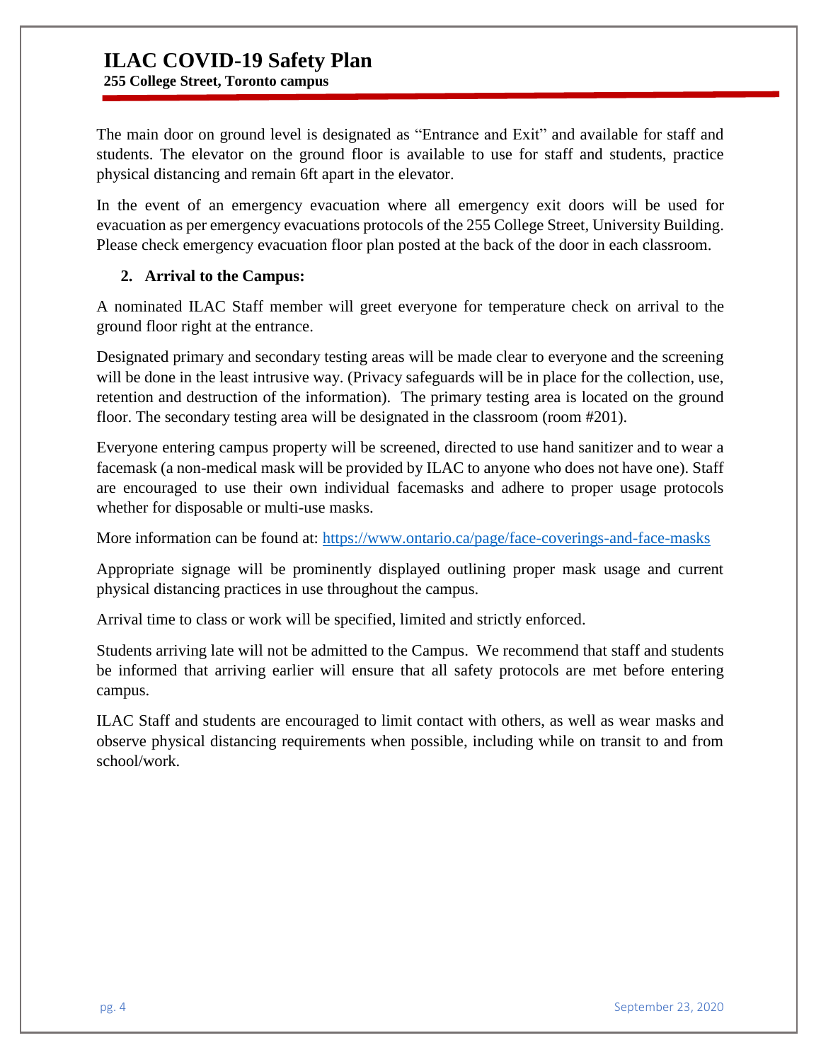The main door on ground level is designated as “Entrance and Exit” and available for staff and students. The elevator on the ground floor is available to use for staff and students, practice physical distancing and remain 6ft apart in the elevator.

In the event of an emergency evacuation where all emergency exit doors will be used for evacuation as per emergency evacuations protocols of the 255 College Street, University Building. Please check emergency evacuation floor plan posted at the back of the door in each classroom.

**2. Arrival to the Campus:**

A nominated ILAC Staff member will greet everyone for temperature check on arrival to the ground floor right at the entrance.

Designated primary and secondary testing areas will be made clear to everyone and the screening will be done in the least intrusive way. (Privacy safeguards will be in place for the collection, use, retention and destruction of the information). The primary testing area is located on the ground floor. The secondary testing area will be designated in the classroom (room #201).

Everyone entering campus property will be screened, directed to use hand sanitizer and to wear a facemask (a non-medical mask will be provided by ILAC to anyone who does not have one). Staff are encouraged to use their own individual facemasks and adhere to proper usage protocols whether for disposable or multi-use masks.

More information can be found at: [https://www.ontario.ca/page/face-coverings-and-face-masks](https://www.ontario.ca/page/face-coverings-and-face-masks)

Appropriate signage will be prominently displayed outlining proper mask usage and current physical distancing practices in use throughout the campus.

Arrival time to class or work will be specified, limited and strictly enforced.

Students arriving late will not be admitted to the Campus. We recommend that staff and students be informed that arriving earlier will ensure that all safety protocols are met before entering campus.

ILAC Staff and students are encouraged to limit contact with others, as well as wear masks and observe physical distancing requirements when possible, including while on transit to and from school/work.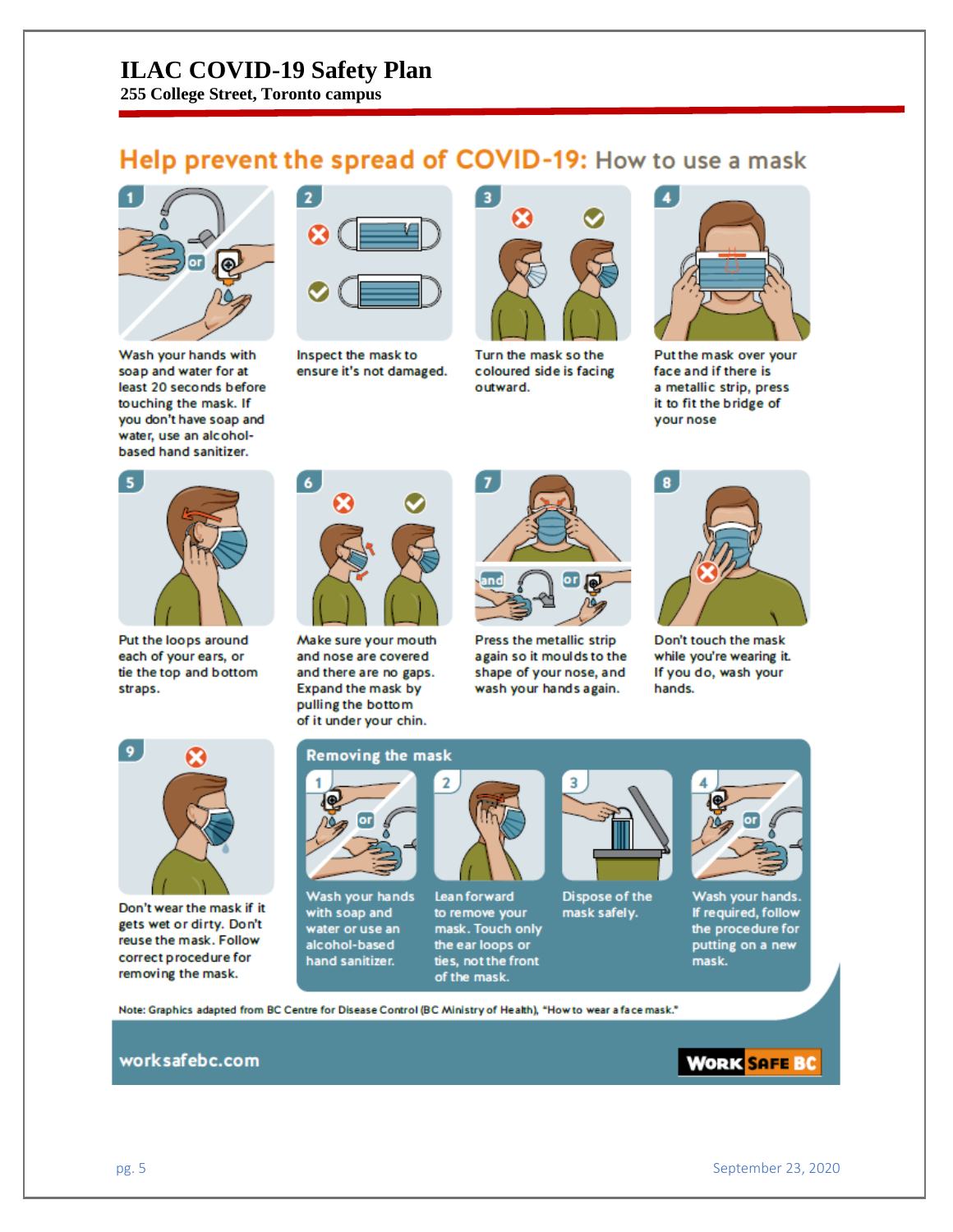# ILAC COVID-19 Safety Plan

**255 College Street, Toronto campus**

## Help prevent the spread of COVID-19: How to use a mask

1. Wash your hands with soap and water for at least 20 seconds before touching the mask. If you don't have soap and water, use an alcohol-based hand sanitizer.
2. Inspect the mask to ensure it's not damaged.
3. Turn the mask so the coloured side is facing outward.
4. Put the mask over your face and if there is a metallic strip, press it to fit the bridge of your nose
5. Put the loops around each of your ears, or tie the top and bottom straps.
6. Make sure your mouth and nose are covered and there are no gaps. Expand the mask by pulling the bottom of it under your chin.
7. Press the metallic strip again so it moulds to the shape of your nose, and wash your hands again.
8. Don't touch the mask while you're wearing it. If you do, wash your hands.
9. Don't wear the mask if it gets wet or dirty. Don't reuse the mask. Follow correct procedure for removing the mask.

### Removing the mask

1. Wash your hands with soap and water or use an alcohol-based hand sanitizer.
2. Lean forward to remove your mask. Touch only the ear loops or ties, not the front of the mask.
3. Dispose of the mask safely.
4. Wash your hands. If required, follow the procedure for putting on a new mask.

Note: Graphics adapted from BC Centre for Disease Control (BC Ministry of Health), "How to wear a face mask."

worksafebc.com

WORK SAFE BC

September 23, 2020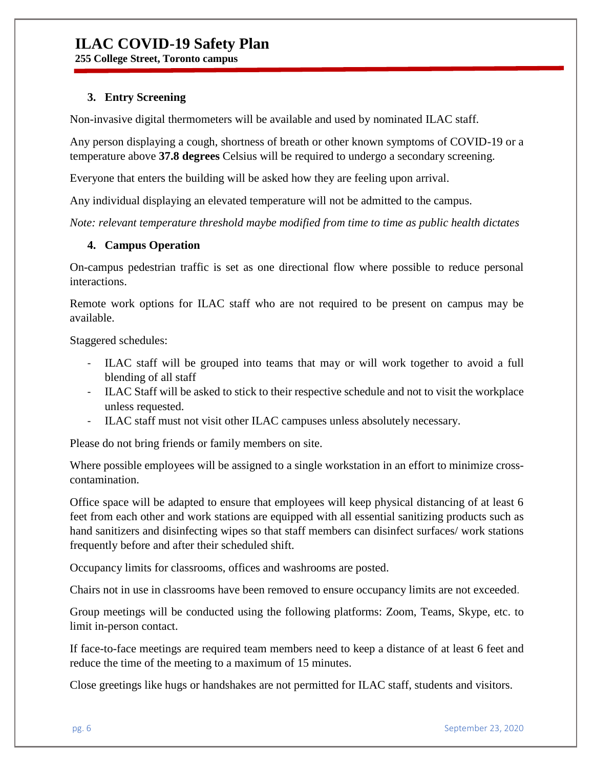### 3. Entry Screening

Non-invasive digital thermometers will be available and used by nominated ILAC staff.

Any person displaying a cough, shortness of breath or other known symptoms of COVID-19 or a temperature above **37.8 degrees** Celsius will be required to undergo a secondary screening.

Everyone that enters the building will be asked how they are feeling upon arrival.

Any individual displaying an elevated temperature will not be admitted to the campus.

*Note: relevant temperature threshold maybe modified from time to time as public health dictates*

### 4. Campus Operation

On-campus pedestrian traffic is set as one directional flow where possible to reduce personal interactions.

Remote work options for ILAC staff who are not required to be present on campus may be available.

Staggered schedules:

- ILAC staff will be grouped into teams that may or will work together to avoid a full blending of all staff
- ILAC Staff will be asked to stick to their respective schedule and not to visit the workplace unless requested.
- ILAC staff must not visit other ILAC campuses unless absolutely necessary.

Please do not bring friends or family members on site.

Where possible employees will be assigned to a single workstation in an effort to minimize cross-contamination.

Office space will be adapted to ensure that employees will keep physical distancing of at least 6 feet from each other and work stations are equipped with all essential sanitizing products such as hand sanitizers and disinfecting wipes so that staff members can disinfect surfaces/ work stations frequently before and after their scheduled shift.

Occupancy limits for classrooms, offices and washrooms are posted.

Chairs not in use in classrooms have been removed to ensure occupancy limits are not exceeded.

Group meetings will be conducted using the following platforms: Zoom, Teams, Skype, etc. to limit in-person contact.

If face-to-face meetings are required team members need to keep a distance of at least 6 feet and reduce the time of the meeting to a maximum of 15 minutes.

Close greetings like hugs or handshakes are not permitted for ILAC staff, students and visitors.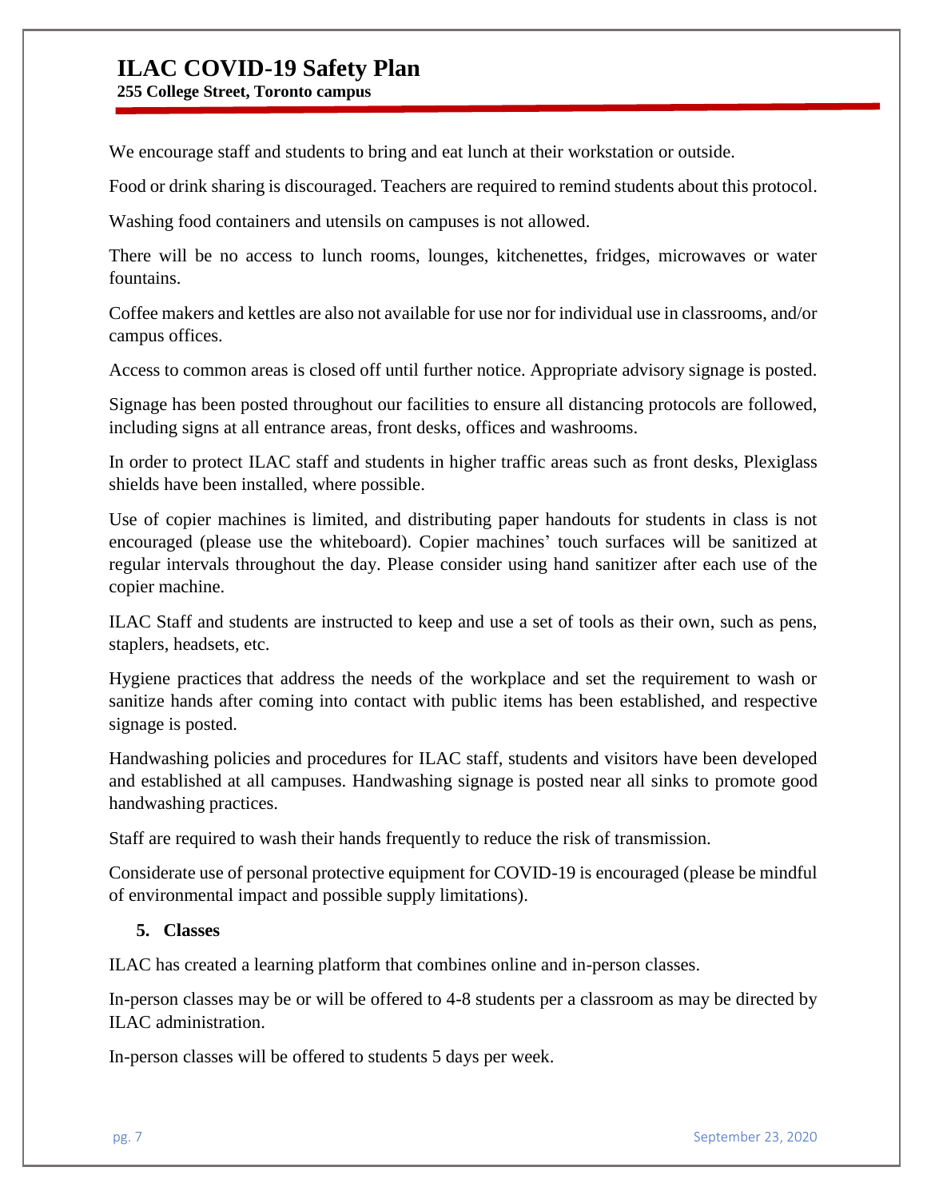We encourage staff and students to bring and eat lunch at their workstation or outside.

Food or drink sharing is discouraged. Teachers are required to remind students about this protocol.

Washing food containers and utensils on campuses is not allowed.

There will be no access to lunch rooms, lounges, kitchenettes, fridges, microwaves or water fountains.

Coffee makers and kettles are also not available for use nor for individual use in classrooms, and/or campus offices.

Access to common areas is closed off until further notice. Appropriate advisory signage is posted.

Signage has been posted throughout our facilities to ensure all distancing protocols are followed, including signs at all entrance areas, front desks, offices and washrooms.

In order to protect ILAC staff and students in higher traffic areas such as front desks, Plexiglass shields have been installed, where possible.

Use of copier machines is limited, and distributing paper handouts for students in class is not encouraged (please use the whiteboard). Copier machines' touch surfaces will be sanitized at regular intervals throughout the day. Please consider using hand sanitizer after each use of the copier machine.

ILAC Staff and students are instructed to keep and use a set of tools as their own, such as pens, staplers, headsets, etc.

Hygiene practices that address the needs of the workplace and set the requirement to wash or sanitize hands after coming into contact with public items has been established, and respective signage is posted.

Handwashing policies and procedures for ILAC staff, students and visitors have been developed and established at all campuses. Handwashing signage is posted near all sinks to promote good handwashing practices.

Staff are required to wash their hands frequently to reduce the risk of transmission.

Considerate use of personal protective equipment for COVID-19 is encouraged (please be mindful of environmental impact and possible supply limitations).

## 5. Classes

ILAC has created a learning platform that combines online and in-person classes.

In-person classes may be or will be offered to 4-8 students per a classroom as may be directed by ILAC administration.

In-person classes will be offered to students 5 days per week.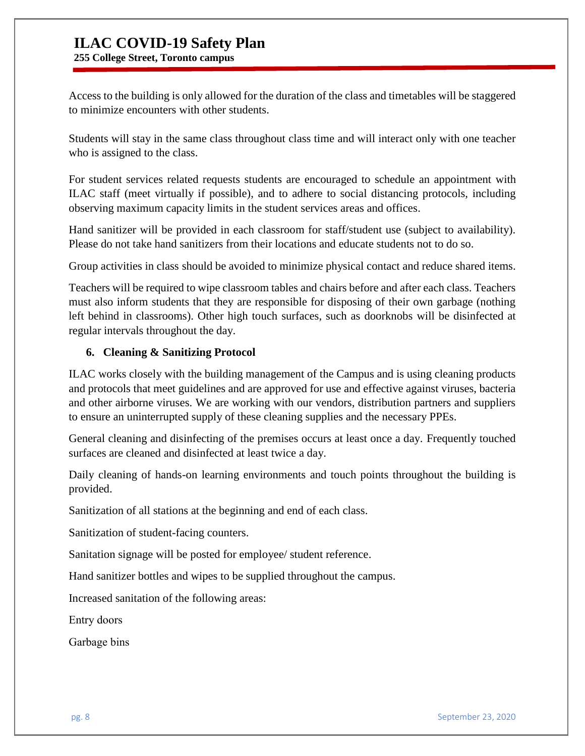Access to the building is only allowed for the duration of the class and timetables will be staggered to minimize encounters with other students.

Students will stay in the same class throughout class time and will interact only with one teacher who is assigned to the class.

For student services related requests students are encouraged to schedule an appointment with ILAC staff (meet virtually if possible), and to adhere to social distancing protocols, including observing maximum capacity limits in the student services areas and offices.

Hand sanitizer will be provided in each classroom for staff/student use (subject to availability). Please do not take hand sanitizers from their locations and educate students not to do so.

Group activities in class should be avoided to minimize physical contact and reduce shared items.

Teachers will be required to wipe classroom tables and chairs before and after each class. Teachers must also inform students that they are responsible for disposing of their own garbage (nothing left behind in classrooms). Other high touch surfaces, such as doorknobs will be disinfected at regular intervals throughout the day.

## 6. Cleaning & Sanitizing Protocol

ILAC works closely with the building management of the Campus and is using cleaning products and protocols that meet guidelines and are approved for use and effective against viruses, bacteria and other airborne viruses. We are working with our vendors, distribution partners and suppliers to ensure an uninterrupted supply of these cleaning supplies and the necessary PPEs.

General cleaning and disinfecting of the premises occurs at least once a day. Frequently touched surfaces are cleaned and disinfected at least twice a day.

Daily cleaning of hands-on learning environments and touch points throughout the building is provided.

Sanitization of all stations at the beginning and end of each class.

Sanitization of student-facing counters.

Sanitation signage will be posted for employee/ student reference.

Hand sanitizer bottles and wipes to be supplied throughout the campus.

Increased sanitation of the following areas:

Entry doors

Garbage bins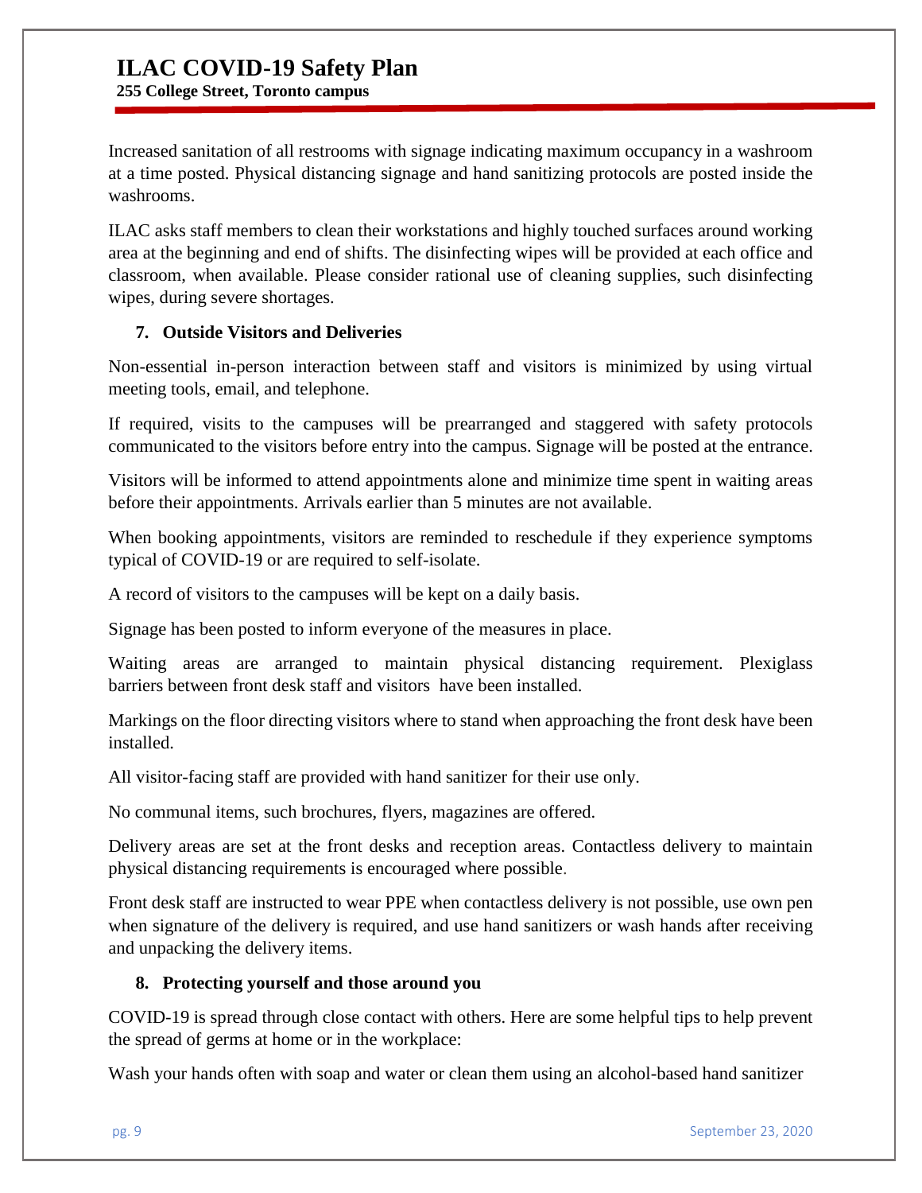Increased sanitation of all restrooms with signage indicating maximum occupancy in a washroom at a time posted. Physical distancing signage and hand sanitizing protocols are posted inside the washrooms.

ILAC asks staff members to clean their workstations and highly touched surfaces around working area at the beginning and end of shifts. The disinfecting wipes will be provided at each office and classroom, when available. Please consider rational use of cleaning supplies, such disinfecting wipes, during severe shortages.

## 7. Outside Visitors and Deliveries

Non-essential in-person interaction between staff and visitors is minimized by using virtual meeting tools, email, and telephone.

If required, visits to the campuses will be prearranged and staggered with safety protocols communicated to the visitors before entry into the campus. Signage will be posted at the entrance.

Visitors will be informed to attend appointments alone and minimize time spent in waiting areas before their appointments. Arrivals earlier than 5 minutes are not available.

When booking appointments, visitors are reminded to reschedule if they experience symptoms typical of COVID-19 or are required to self-isolate.

A record of visitors to the campuses will be kept on a daily basis.

Signage has been posted to inform everyone of the measures in place.

Waiting areas are arranged to maintain physical distancing requirement. Plexiglass barriers between front desk staff and visitors have been installed.

Markings on the floor directing visitors where to stand when approaching the front desk have been installed.

All visitor-facing staff are provided with hand sanitizer for their use only.

No communal items, such brochures, flyers, magazines are offered.

Delivery areas are set at the front desks and reception areas. Contactless delivery to maintain physical distancing requirements is encouraged where possible.

Front desk staff are instructed to wear PPE when contactless delivery is not possible, use own pen when signature of the delivery is required, and use hand sanitizers or wash hands after receiving and unpacking the delivery items.

## 8. Protecting yourself and those around you

COVID-19 is spread through close contact with others. Here are some helpful tips to help prevent the spread of germs at home or in the workplace:

Wash your hands often with soap and water or clean them using an alcohol-based hand sanitizer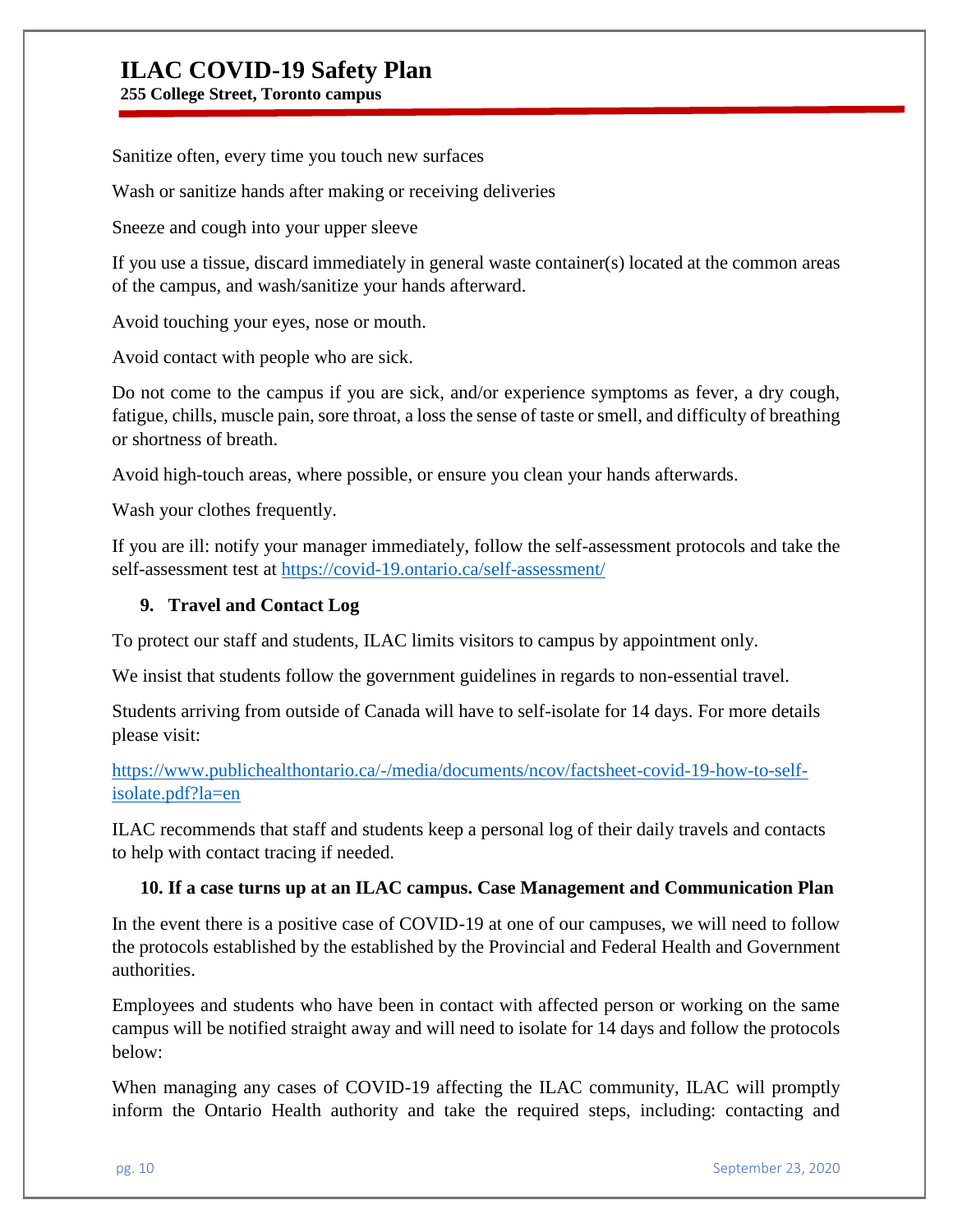Sanitize often, every time you touch new surfaces

Wash or sanitize hands after making or receiving deliveries

Sneeze and cough into your upper sleeve

If you use a tissue, discard immediately in general waste container(s) located at the common areas of the campus, and wash/sanitize your hands afterward.

Avoid touching your eyes, nose or mouth.

Avoid contact with people who are sick.

Do not come to the campus if you are sick, and/or experience symptoms as fever, a dry cough, fatigue, chills, muscle pain, sore throat, a loss the sense of taste or smell, and difficulty of breathing or shortness of breath.

Avoid high-touch areas, where possible, or ensure you clean your hands afterwards.

Wash your clothes frequently.

If you are ill: notify your manager immediately, follow the self-assessment protocols and take the self-assessment test at https://covid-19.ontario.ca/self-assessment/

### 9. Travel and Contact Log

To protect our staff and students, ILAC limits visitors to campus by appointment only.

We insist that students follow the government guidelines in regards to non-essential travel.

Students arriving from outside of Canada will have to self-isolate for 14 days. For more details please visit:

https://www.publichealthontario.ca/-/media/documents/ncov/factsheet-covid-19-how-to-self-isolate.pdf?la=en

ILAC recommends that staff and students keep a personal log of their daily travels and contacts to help with contact tracing if needed.

### 10. If a case turns up at an ILAC campus. Case Management and Communication Plan

In the event there is a positive case of COVID-19 at one of our campuses, we will need to follow the protocols established by the established by the Provincial and Federal Health and Government authorities.

Employees and students who have been in contact with affected person or working on the same campus will be notified straight away and will need to isolate for 14 days and follow the protocols below:

When managing any cases of COVID-19 affecting the ILAC community, ILAC will promptly inform the Ontario Health authority and take the required steps, including: contacting and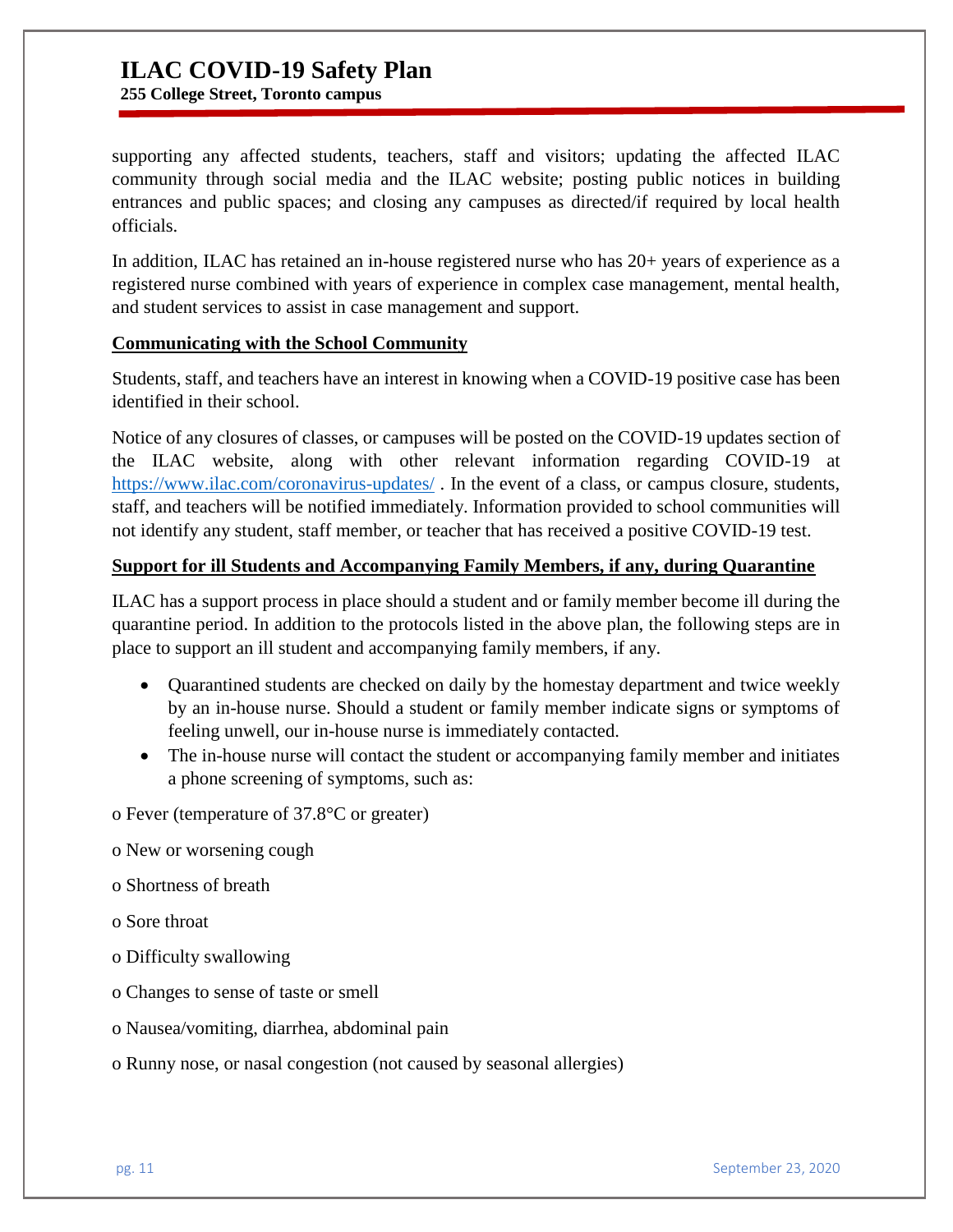supporting any affected students, teachers, staff and visitors; updating the affected ILAC community through social media and the ILAC website; posting public notices in building entrances and public spaces; and closing any campuses as directed/if required by local health officials.

In addition, ILAC has retained an in-house registered nurse who has 20+ years of experience as a registered nurse combined with years of experience in complex case management, mental health, and student services to assist in case management and support.

**Communicating with the School Community**

Students, staff, and teachers have an interest in knowing when a COVID-19 positive case has been identified in their school.

Notice of any closures of classes, or campuses will be posted on the COVID-19 updates section of the ILAC website, along with other relevant information regarding COVID-19 at https://www.ilac.com/coronavirus-updates/ . In the event of a class, or campus closure, students, staff, and teachers will be notified immediately. Information provided to school communities will not identify any student, staff member, or teacher that has received a positive COVID-19 test.

**Support for ill Students and Accompanying Family Members, if any, during Quarantine**

ILAC has a support process in place should a student and or family member become ill during the quarantine period. In addition to the protocols listed in the above plan, the following steps are in place to support an ill student and accompanying family members, if any.

- Quarantined students are checked on daily by the homestay department and twice weekly by an in-house nurse. Should a student or family member indicate signs or symptoms of feeling unwell, our in-house nurse is immediately contacted.
- The in-house nurse will contact the student or accompanying family member and initiates a phone screening of symptoms, such as:

o Fever (temperature of 37.8°C or greater)

o New or worsening cough

o Shortness of breath

o Sore throat

o Difficulty swallowing

o Changes to sense of taste or smell

o Nausea/vomiting, diarrhea, abdominal pain

o Runny nose, or nasal congestion (not caused by seasonal allergies)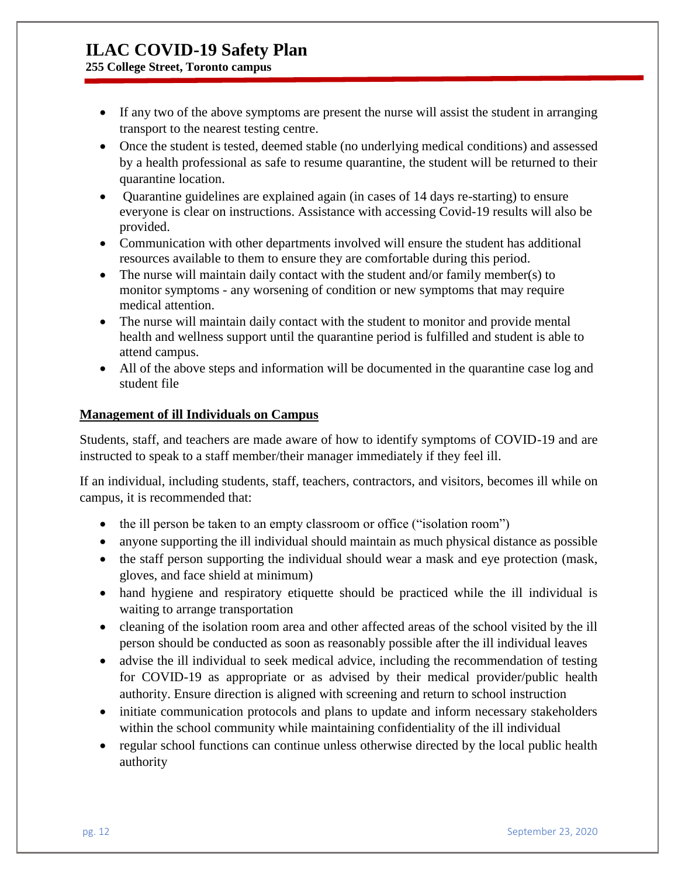- If any two of the above symptoms are present the nurse will assist the student in arranging transport to the nearest testing centre.
- Once the student is tested, deemed stable (no underlying medical conditions) and assessed by a health professional as safe to resume quarantine, the student will be returned to their quarantine location.
- Quarantine guidelines are explained again (in cases of 14 days re-starting) to ensure everyone is clear on instructions. Assistance with accessing Covid-19 results will also be provided.
- Communication with other departments involved will ensure the student has additional resources available to them to ensure they are comfortable during this period.
- The nurse will maintain daily contact with the student and/or family member(s) to monitor symptoms - any worsening of condition or new symptoms that may require medical attention.
- The nurse will maintain daily contact with the student to monitor and provide mental health and wellness support until the quarantine period is fulfilled and student is able to attend campus.
- All of the above steps and information will be documented in the quarantine case log and student file

## Management of ill Individuals on Campus

Students, staff, and teachers are made aware of how to identify symptoms of COVID-19 and are instructed to speak to a staff member/their manager immediately if they feel ill.

If an individual, including students, staff, teachers, contractors, and visitors, becomes ill while on campus, it is recommended that:

- the ill person be taken to an empty classroom or office ("isolation room")
- anyone supporting the ill individual should maintain as much physical distance as possible
- the staff person supporting the individual should wear a mask and eye protection (mask, gloves, and face shield at minimum)
- hand hygiene and respiratory etiquette should be practiced while the ill individual is waiting to arrange transportation
- cleaning of the isolation room area and other affected areas of the school visited by the ill person should be conducted as soon as reasonably possible after the ill individual leaves
- advise the ill individual to seek medical advice, including the recommendation of testing for COVID-19 as appropriate or as advised by their medical provider/public health authority. Ensure direction is aligned with screening and return to school instruction
- initiate communication protocols and plans to update and inform necessary stakeholders within the school community while maintaining confidentiality of the ill individual
- regular school functions can continue unless otherwise directed by the local public health authority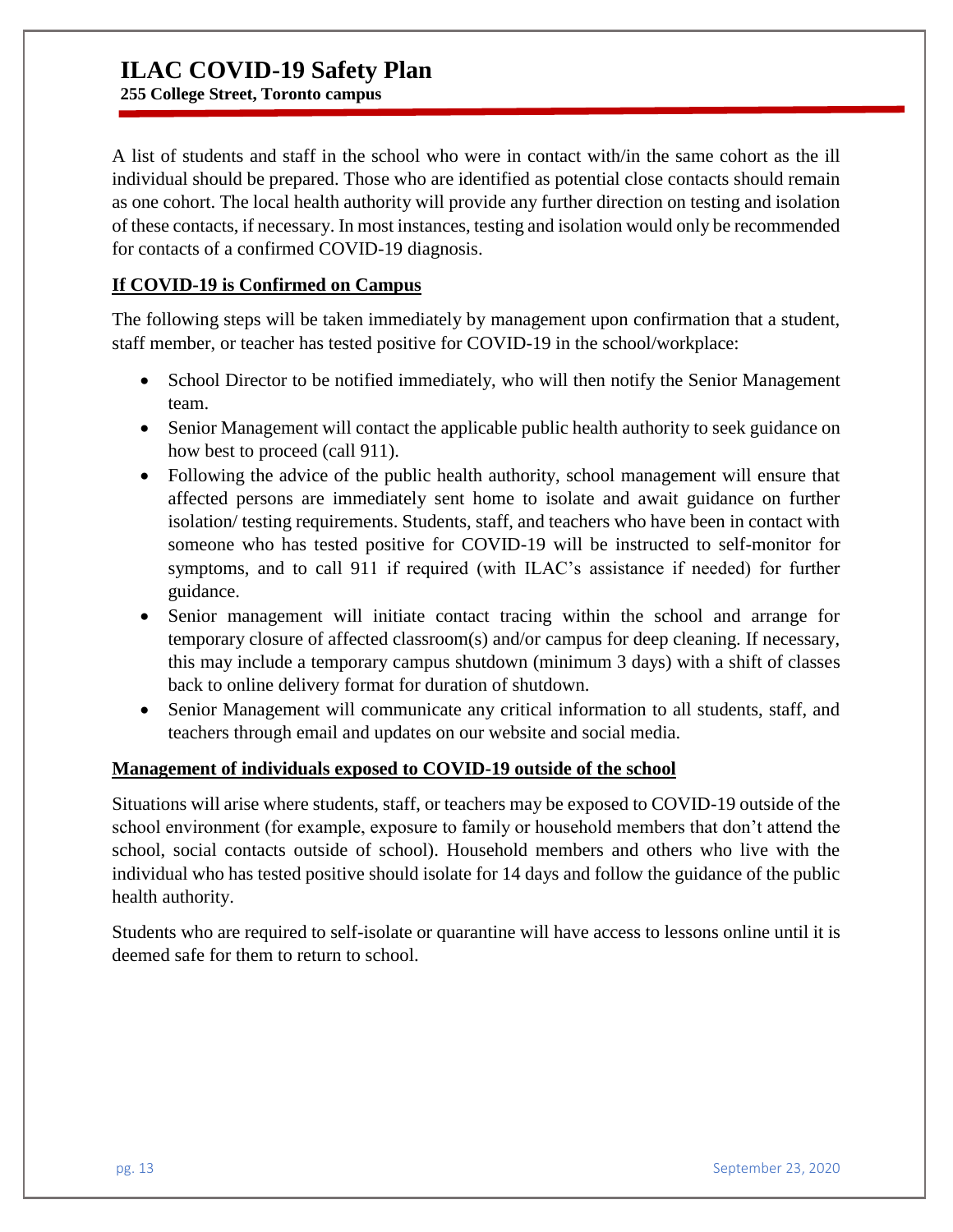A list of students and staff in the school who were in contact with/in the same cohort as the ill individual should be prepared. Those who are identified as potential close contacts should remain as one cohort. The local health authority will provide any further direction on testing and isolation of these contacts, if necessary. In most instances, testing and isolation would only be recommended for contacts of a confirmed COVID-19 diagnosis.

**If COVID-19 is Confirmed on Campus**

The following steps will be taken immediately by management upon confirmation that a student, staff member, or teacher has tested positive for COVID-19 in the school/workplace:

- School Director to be notified immediately, who will then notify the Senior Management team.
- Senior Management will contact the applicable public health authority to seek guidance on how best to proceed (call 911).
- Following the advice of the public health authority, school management will ensure that affected persons are immediately sent home to isolate and await guidance on further isolation/ testing requirements. Students, staff, and teachers who have been in contact with someone who has tested positive for COVID-19 will be instructed to self-monitor for symptoms, and to call 911 if required (with ILAC's assistance if needed) for further guidance.
- Senior management will initiate contact tracing within the school and arrange for temporary closure of affected classroom(s) and/or campus for deep cleaning. If necessary, this may include a temporary campus shutdown (minimum 3 days) with a shift of classes back to online delivery format for duration of shutdown.
- Senior Management will communicate any critical information to all students, staff, and teachers through email and updates on our website and social media.

**Management of individuals exposed to COVID-19 outside of the school**

Situations will arise where students, staff, or teachers may be exposed to COVID-19 outside of the school environment (for example, exposure to family or household members that don't attend the school, social contacts outside of school). Household members and others who live with the individual who has tested positive should isolate for 14 days and follow the guidance of the public health authority.

Students who are required to self-isolate or quarantine will have access to lessons online until it is deemed safe for them to return to school.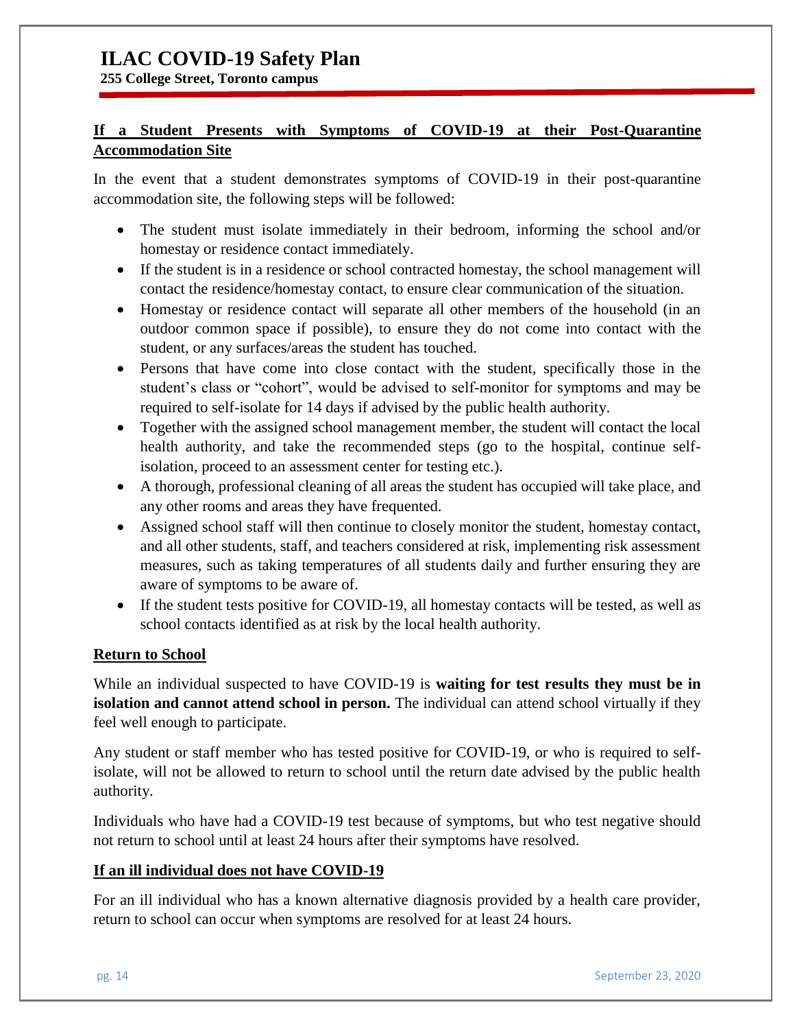## If a Student Presents with Symptoms of COVID-19 at their Post-Quarantine Accommodation Site

In the event that a student demonstrates symptoms of COVID-19 in their post-quarantine accommodation site, the following steps will be followed:

- The student must isolate immediately in their bedroom, informing the school and/or homestay or residence contact immediately.
- If the student is in a residence or school contracted homestay, the school management will contact the residence/homestay contact, to ensure clear communication of the situation.
- Homestay or residence contact will separate all other members of the household (in an outdoor common space if possible), to ensure they do not come into contact with the student, or any surfaces/areas the student has touched.
- Persons that have come into close contact with the student, specifically those in the student's class or "cohort", would be advised to self-monitor for symptoms and may be required to self-isolate for 14 days if advised by the public health authority.
- Together with the assigned school management member, the student will contact the local health authority, and take the recommended steps (go to the hospital, continue self-isolation, proceed to an assessment center for testing etc.).
- A thorough, professional cleaning of all areas the student has occupied will take place, and any other rooms and areas they have frequented.
- Assigned school staff will then continue to closely monitor the student, homestay contact, and all other students, staff, and teachers considered at risk, implementing risk assessment measures, such as taking temperatures of all students daily and further ensuring they are aware of symptoms to be aware of.
- If the student tests positive for COVID-19, all homestay contacts will be tested, as well as school contacts identified as at risk by the local health authority.

## Return to School

While an individual suspected to have COVID-19 is **waiting for test results they must be in isolation and cannot attend school in person.** The individual can attend school virtually if they feel well enough to participate.

Any student or staff member who has tested positive for COVID-19, or who is required to self-isolate, will not be allowed to return to school until the return date advised by the public health authority.

Individuals who have had a COVID-19 test because of symptoms, but who test negative should not return to school until at least 24 hours after their symptoms have resolved.

## If an ill individual does not have COVID-19

For an ill individual who has a known alternative diagnosis provided by a health care provider, return to school can occur when symptoms are resolved for at least 24 hours.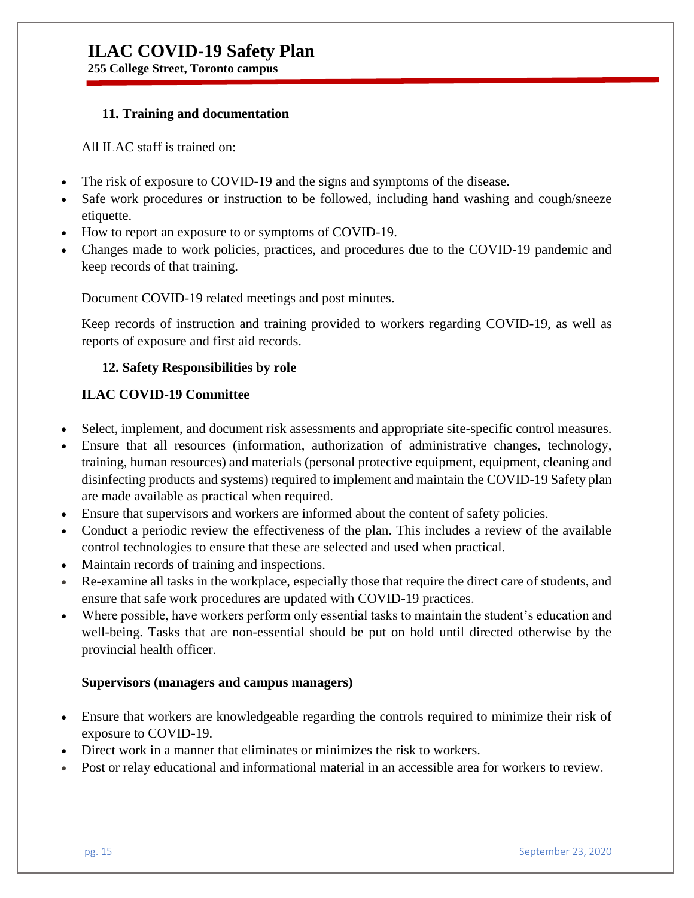## 11. Training and documentation

All ILAC staff is trained on:

- The risk of exposure to COVID-19 and the signs and symptoms of the disease.
- Safe work procedures or instruction to be followed, including hand washing and cough/sneeze etiquette.
- How to report an exposure to or symptoms of COVID-19.
- Changes made to work policies, practices, and procedures due to the COVID-19 pandemic and keep records of that training.

Document COVID-19 related meetings and post minutes.

Keep records of instruction and training provided to workers regarding COVID-19, as well as reports of exposure and first aid records.

## 12. Safety Responsibilities by role

### ILAC COVID-19 Committee

- Select, implement, and document risk assessments and appropriate site-specific control measures.
- Ensure that all resources (information, authorization of administrative changes, technology, training, human resources) and materials (personal protective equipment, equipment, cleaning and disinfecting products and systems) required to implement and maintain the COVID-19 Safety plan are made available as practical when required.
- Ensure that supervisors and workers are informed about the content of safety policies.
- Conduct a periodic review the effectiveness of the plan. This includes a review of the available control technologies to ensure that these are selected and used when practical.
- Maintain records of training and inspections.
- Re-examine all tasks in the workplace, especially those that require the direct care of students, and ensure that safe work procedures are updated with COVID-19 practices.
- Where possible, have workers perform only essential tasks to maintain the student's education and well-being. Tasks that are non-essential should be put on hold until directed otherwise by the provincial health officer.

### Supervisors (managers and campus managers)

- Ensure that workers are knowledgeable regarding the controls required to minimize their risk of exposure to COVID-19.
- Direct work in a manner that eliminates or minimizes the risk to workers.
- Post or relay educational and informational material in an accessible area for workers to review.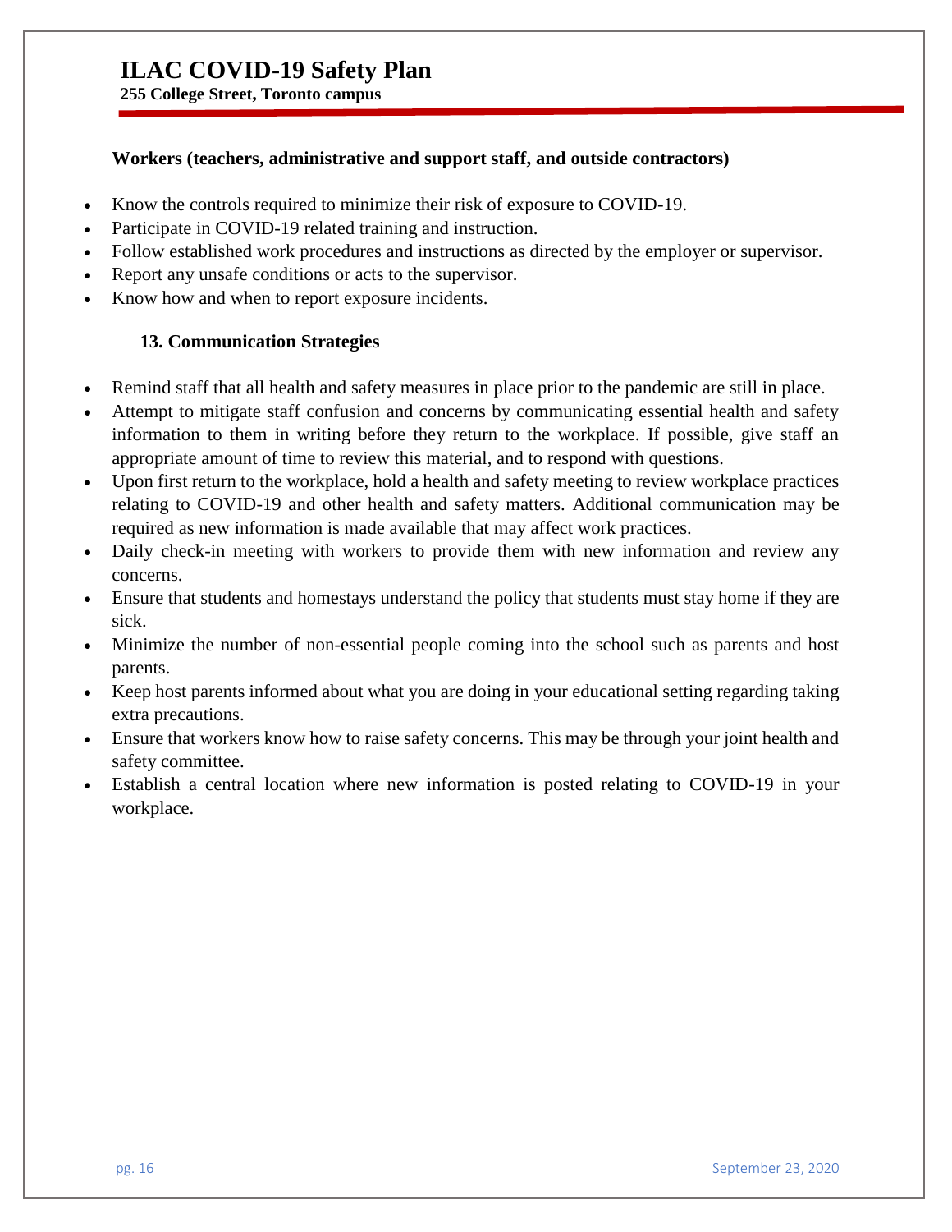**Workers (teachers, administrative and support staff, and outside contractors)**

- Know the controls required to minimize their risk of exposure to COVID-19.
- Participate in COVID-19 related training and instruction.
- Follow established work procedures and instructions as directed by the employer or supervisor.
- Report any unsafe conditions or acts to the supervisor.
- Know how and when to report exposure incidents.

## 13. Communication Strategies

- Remind staff that all health and safety measures in place prior to the pandemic are still in place.
- Attempt to mitigate staff confusion and concerns by communicating essential health and safety information to them in writing before they return to the workplace. If possible, give staff an appropriate amount of time to review this material, and to respond with questions.
- Upon first return to the workplace, hold a health and safety meeting to review workplace practices relating to COVID-19 and other health and safety matters. Additional communication may be required as new information is made available that may affect work practices.
- Daily check-in meeting with workers to provide them with new information and review any concerns.
- Ensure that students and homestays understand the policy that students must stay home if they are sick.
- Minimize the number of non-essential people coming into the school such as parents and host parents.
- Keep host parents informed about what you are doing in your educational setting regarding taking extra precautions.
- Ensure that workers know how to raise safety concerns. This may be through your joint health and safety committee.
- Establish a central location where new information is posted relating to COVID-19 in your workplace.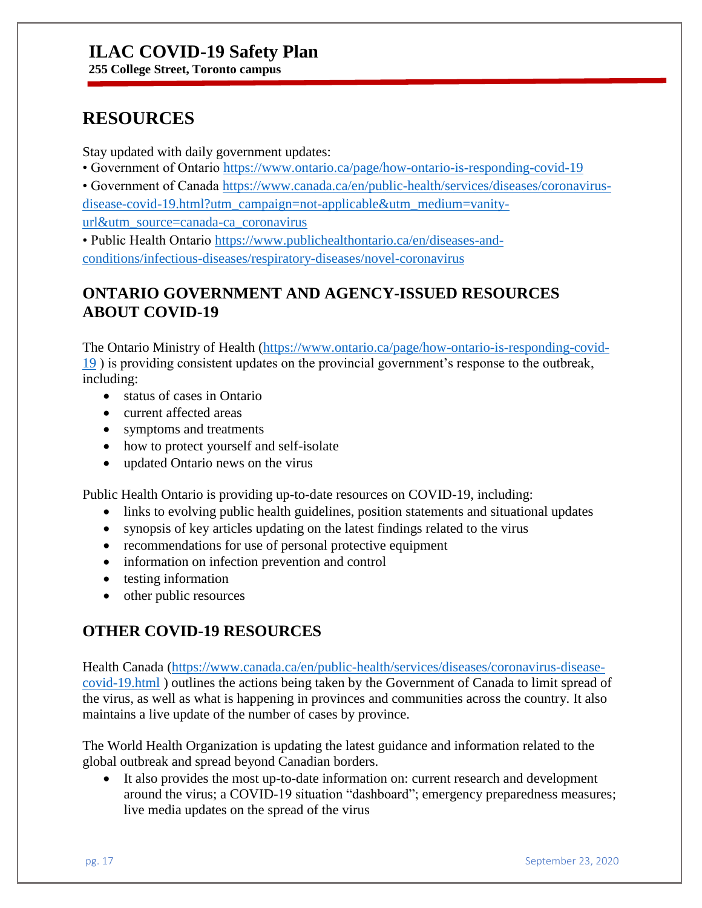## RESOURCES

Stay updated with daily government updates:

• Government of Ontario https://www.ontario.ca/page/how-ontario-is-responding-covid-19

• Government of Canada https://www.canada.ca/en/public-health/services/diseases/coronavirus-disease-covid-19.html?utm_campaign=not-applicable&utm_medium=vanity-url&utm_source=canada-ca_coronavirus

• Public Health Ontario https://www.publichealthontario.ca/en/diseases-and-conditions/infectious-diseases/respiratory-diseases/novel-coronavirus

### ONTARIO GOVERNMENT AND AGENCY-ISSUED RESOURCES ABOUT COVID-19

The Ontario Ministry of Health (https://www.ontario.ca/page/how-ontario-is-responding-covid-19 ) is providing consistent updates on the provincial government's response to the outbreak, including:

- status of cases in Ontario
- current affected areas
- symptoms and treatments
- how to protect yourself and self-isolate
- updated Ontario news on the virus

Public Health Ontario is providing up-to-date resources on COVID-19, including:

- links to evolving public health guidelines, position statements and situational updates
- synopsis of key articles updating on the latest findings related to the virus
- recommendations for use of personal protective equipment
- information on infection prevention and control
- testing information
- other public resources

### OTHER COVID-19 RESOURCES

Health Canada (https://www.canada.ca/en/public-health/services/diseases/coronavirus-disease-covid-19.html ) outlines the actions being taken by the Government of Canada to limit spread of the virus, as well as what is happening in provinces and communities across the country. It also maintains a live update of the number of cases by province.

The World Health Organization is updating the latest guidance and information related to the global outbreak and spread beyond Canadian borders.

- It also provides the most up-to-date information on: current research and development around the virus; a COVID-19 situation "dashboard"; emergency preparedness measures; live media updates on the spread of the virus